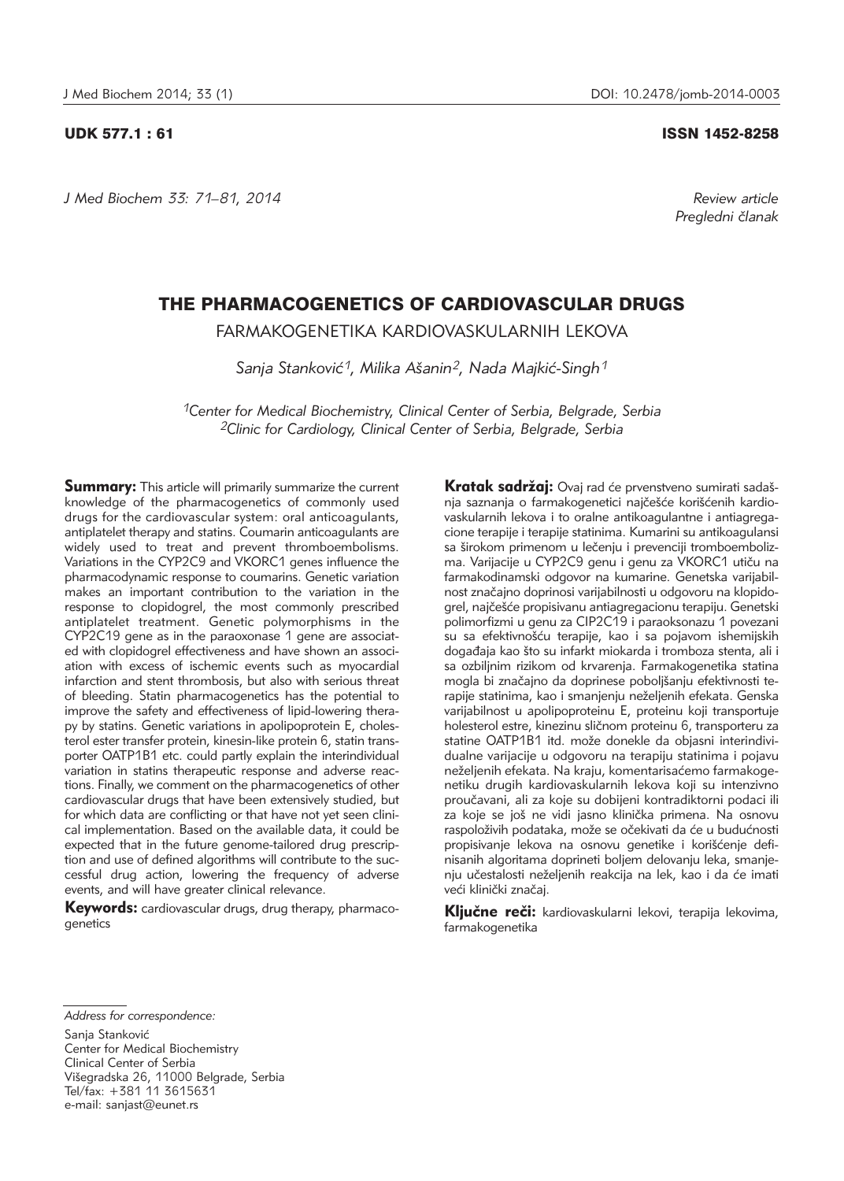UDK 577.1 : 61 ISSN 1452-8258

*Review article*
*Pregledni članak*

# THE PHARMACOGENETICS OF CARDIOVASCULAR DRUGS

## FARMAKOGENETIKA KARDIOVASKULARNIH LEKOVA

*Sanja Stanković[1], Milika Ašanin[2], Nada Majkić-Singh[1]*

[1]*Center for Medical Biochemistry, Clinical Center of Serbia, Belgrade, Serbia*
[2]*Clinic for Cardiology, Clinical Center of Serbia, Belgrade, Serbia*

**Summary:** This article will primarily summarize the current knowledge of the pharmacogenetics of commonly used drugs for the cardiovascular system: oral anticoagulants, antiplatelet therapy and statins. Coumarin anticoagulants are widely used to treat and prevent thromboembolisms. Variations in the CYP2C9 and VKORC1 genes influence the pharmacodynamic response to coumarins. Genetic variation makes an important contribution to the variation in the response to clopidogrel, the most commonly prescribed antiplatelet treatment. Genetic polymorphisms in the CYP2C19 gene as in the paraoxonase 1 gene are associated with clopidogrel effectiveness and have shown an association with excess of ischemic events such as myocardial infarction and stent thrombosis, but also with serious threat of bleeding. Statin pharmacogenetics has the potential to improve the safety and effectiveness of lipid-lowering therapy by statins. Genetic variations in apolipoprotein E, cholesterol ester transfer protein, kinesin-like protein 6, statin transporter OATP1B1 etc. could partly explain the interindividual variation in statins therapeutic response and adverse reactions. Finally, we comment on the pharmacogenetics of other cardiovascular drugs that have been extensively studied, but for which data are conflicting or that have not yet seen clinical implementation. Based on the available data, it could be expected that in the future genome-tailored drug prescription and use of defined algorithms will contribute to the successful drug action, lowering the frequency of adverse events, and will have greater clinical relevance.

**Keywords:** cardiovascular drugs, drug therapy, pharmacogenetics

**Kratak sadržaj:** Ovaj rad će prvenstveno sumirati sadašnja saznanja o farmakogenetici najčešće korišćenih kardiovaskularnih lekova i to oralne antikoagulantne i antiagregacione terapije i terapije statinima. Kumarini su antikoagulansi sa širokom primenom u lečenju i prevenciji tromboembolizma. Varijacije u CYP2C9 genu i genu za VKORC1 utiču na farmakodinamski odgovor na kumarine. Genetska varijabilnost značajno doprinosi varijabilnosti u odgovoru na klopidogrel, najčešće propisivanu antiagregacionu terapiju. Genetski polimorfizmi u genu za CIP2C19 i paraoksonazu 1 povezani su sa efektivnošću terapije, kao i sa pojavom ishemijskih događaja kao što su infarkt miokarda i tromboza stenta, ali i sa ozbiljnim rizikom od krvarenja. Farmakogenetika statina mogla bi značajno da doprinese poboljšanju efektivnosti terapije statinima, kao i smanjenju neželjenih efekata. Genska varijabilnost u apolipoproteinu E, proteinu koji transportuje holesterol estre, kinezinu sličnom proteinu 6, transporteru za statine OATP1B1 itd. može donekle da objasni interindividualne varijacije u odgovoru na terapiju statinima i pojavu neželjenih efekata. Na kraju, komentarisaćemo farmakogenetiku drugih kardiovaskularnih lekova koji su intenzivno proučavani, ali za koje su dobijeni kontradiktorni podaci ili za koje se još ne vidi jasno klinička primena. Na osnovu raspoloživih podataka, može se očekivati da će u budućnosti propisivanje lekova na osnovu genetike i korišćenje definisanih algoritama doprineti boljem delovanju leka, smanjenju učestalosti neželjenih reakcija na lek, kao i da će imati veći klinički značaj.

**Ključne reči:** kardiovaskularni lekovi, terapija lekovima, farmakogenetika

*Address for correspondence:*

Sanja Stanković
Center for Medical Biochemistry
Clinical Center of Serbia
Višegradska 26, 11000 Belgrade, Serbia
Tel/fax: +381 11 3615631
e-mail: sanjast@eunet.rs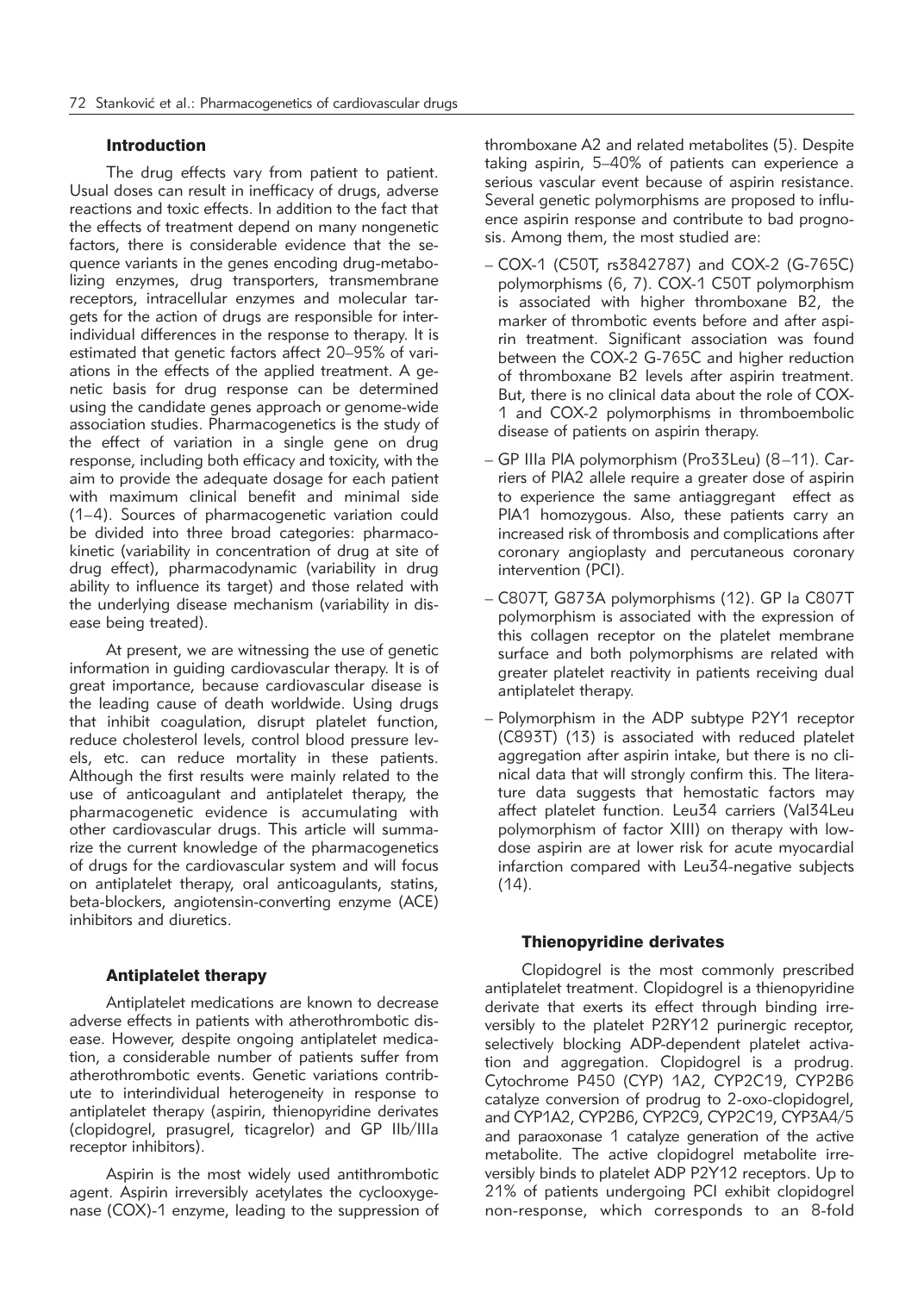## Introduction

The drug effects vary from patient to patient. Usual doses can result in inefficacy of drugs, adverse reactions and toxic effects. In addition to the fact that the effects of treatment depend on many nongenetic factors, there is considerable evidence that the sequence variants in the genes encoding drug-metabolizing enzymes, drug transporters, transmembrane receptors, intracellular enzymes and molecular targets for the action of drugs are responsible for interindividual differences in the response to therapy. It is estimated that genetic factors affect 20–95% of variations in the effects of the applied treatment. A genetic basis for drug response can be determined using the candidate genes approach or genome-wide association studies. Pharmacogenetics is the study of the effect of variation in a single gene on drug response, including both efficacy and toxicity, with the aim to provide the adequate dosage for each patient with maximum clinical benefit and minimal side (1–4). Sources of pharmacogenetic variation could be divided into three broad categories: pharmacokinetic (variability in concentration of drug at site of drug effect), pharmacodynamic (variability in drug ability to influence its target) and those related with the underlying disease mechanism (variability in disease being treated).

At present, we are witnessing the use of genetic information in guiding cardiovascular therapy. It is of great importance, because cardiovascular disease is the leading cause of death worldwide. Using drugs that inhibit coagulation, disrupt platelet function, reduce cholesterol levels, control blood pressure levels, etc. can reduce mortality in these patients. Although the first results were mainly related to the use of anticoagulant and antiplatelet therapy, the pharmacogenetic evidence is accumulating with other cardiovascular drugs. This article will summarize the current knowledge of the pharmacogenetics of drugs for the cardiovascular system and will focus on antiplatelet therapy, oral anticoagulants, statins, beta-blockers, angiotensin-converting enzyme (ACE) inhibitors and diuretics.

## Antiplatelet therapy

Antiplatelet medications are known to decrease adverse effects in patients with atherothrombotic disease. However, despite ongoing antiplatelet medication, a considerable number of patients suffer from atherothrombotic events. Genetic variations contribute to interindividual heterogeneity in response to antiplatelet therapy (aspirin, thienopyridine derivates (clopidogrel, prasugrel, ticagrelor) and GP IIb/IIIa receptor inhibitors).

Aspirin is the most widely used antithrombotic agent. Aspirin irreversibly acetylates the cyclooxygenase (COX)-1 enzyme, leading to the suppression of thromboxane A2 and related metabolites (5). Despite taking aspirin, 5–40% of patients can experience a serious vascular event because of aspirin resistance. Several genetic polymorphisms are proposed to influence aspirin response and contribute to bad prognosis. Among them, the most studied are:

- COX-1 (C50T, rs3842787) and COX-2 (G-765C) polymorphisms (6, 7). COX-1 C50T polymorphism is associated with higher thromboxane B2, the marker of thrombotic events before and after aspirin treatment. Significant association was found between the COX-2 G-765C and higher reduction of thromboxane B2 levels after aspirin treatment. But, there is no clinical data about the role of COX-1 and COX-2 polymorphisms in thromboembolic disease of patients on aspirin therapy.
- GP IIIa PlA polymorphism (Pro33Leu) (8–11). Carriers of PlA2 allele require a greater dose of aspirin to experience the same antiaggregant effect as PlA1 homozygous. Also, these patients carry an increased risk of thrombosis and complications after coronary angioplasty and percutaneous coronary intervention (PCI).
- C807T, G873A polymorphisms (12). GP Ia C807T polymorphism is associated with the expression of this collagen receptor on the platelet membrane surface and both polymorphisms are related with greater platelet reactivity in patients receiving dual antiplatelet therapy.
- Polymorphism in the ADP subtype P2Y1 receptor (C893T) (13) is associated with reduced platelet aggregation after aspirin intake, but there is no clinical data that will strongly confirm this. The literature data suggests that hemostatic factors may affect platelet function. Leu34 carriers (Val34Leu polymorphism of factor XIII) on therapy with low-dose aspirin are at lower risk for acute myocardial infarction compared with Leu34-negative subjects (14).

## Thienopyridine derivates

Clopidogrel is the most commonly prescribed antiplatelet treatment. Clopidogrel is a thienopyridine derivate that exerts its effect through binding irreversibly to the platelet P2RY12 purinergic receptor, selectively blocking ADP-dependent platelet activation and aggregation. Clopidogrel is a prodrug. Cytochrome P450 (CYP) 1A2, CYP2C19, CYP2B6 catalyze conversion of prodrug to 2-oxo-clopidogrel, and CYP1A2, CYP2B6, CYP2C9, CYP2C19, CYP3A4/5 and paraoxonase 1 catalyze generation of the active metabolite. The active clopidogrel metabolite irreversibly binds to platelet ADP P2Y12 receptors. Up to 21% of patients undergoing PCI exhibit clopidogrel non-response, which corresponds to an 8-fold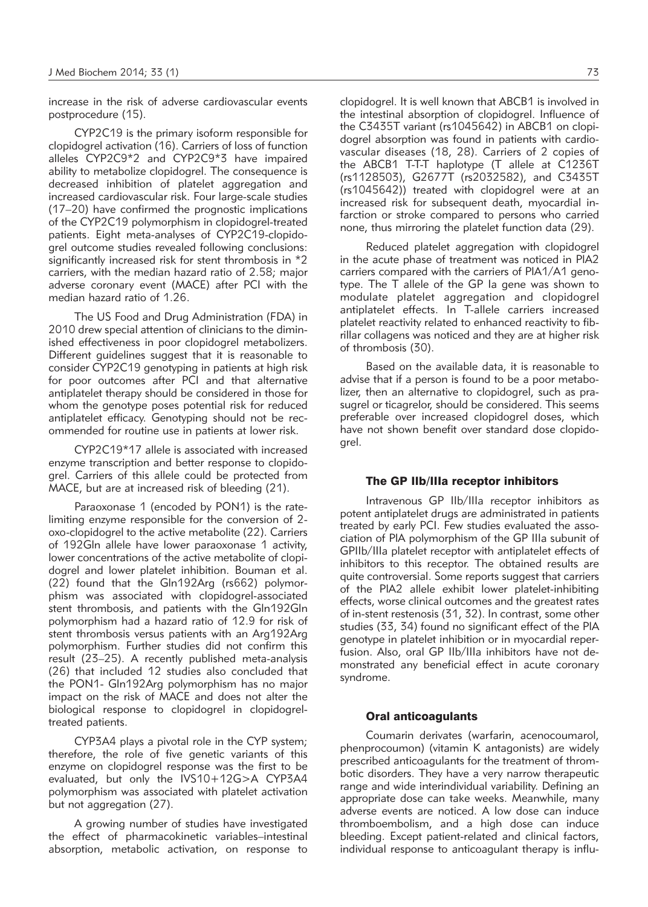increase in the risk of adverse cardiovascular events postprocedure (15).

CYP2C19 is the primary isoform responsible for clopidogrel activation (16). Carriers of loss of function alleles CYP2C9*2 and CYP2C9*3 have impaired ability to metabolize clopidogrel. The consequence is decreased inhibition of platelet aggregation and increased cardiovascular risk. Four large-scale studies (17–20) have confirmed the prognostic implications of the CYP2C19 polymorphism in clopidogrel-treated patients. Eight meta-analyses of CYP2C19-clopidogrel outcome studies revealed following conclusions: significantly increased risk for stent thrombosis in *2 carriers, with the median hazard ratio of 2.58; major adverse coronary event (MACE) after PCI with the median hazard ratio of 1.26.

The US Food and Drug Administration (FDA) in 2010 drew special attention of clinicians to the diminished effectiveness in poor clopidogrel metabolizers. Different guidelines suggest that it is reasonable to consider CYP2C19 genotyping in patients at high risk for poor outcomes after PCI and that alternative antiplatelet therapy should be considered in those for whom the genotype poses potential risk for reduced antiplatelet efficacy. Genotyping should not be recommended for routine use in patients at lower risk.

CYP2C19*17 allele is associated with increased enzyme transcription and better response to clopidogrel. Carriers of this allele could be protected from MACE, but are at increased risk of bleeding (21).

Paraoxonase 1 (encoded by PON1) is the rate-limiting enzyme responsible for the conversion of 2-oxo-clopidogrel to the active metabolite (22). Carriers of 192Gln allele have lower paraoxonase 1 activity, lower concentrations of the active metabolite of clopidogrel and lower platelet inhibition. Bouman et al. (22) found that the Gln192Arg (rs662) polymorphism was associated with clopidogrel-associated stent thrombosis, and patients with the Gln192Gln polymorphism had a hazard ratio of 12.9 for risk of stent thrombosis versus patients with an Arg192Arg polymorphism. Further studies did not confirm this result (23–25). A recently published meta-analysis (26) that included 12 studies also concluded that the PON1- Gln192Arg polymorphism has no major impact on the risk of MACE and does not alter the biological response to clopidogrel in clopidogrel-treated patients.

CYP3A4 plays a pivotal role in the CYP system; therefore, the role of five genetic variants of this enzyme on clopidogrel response was the first to be evaluated, but only the IVS10+12G>A CYP3A4 polymorphism was associated with platelet activation but not aggregation (27).

A growing number of studies have investigated the effect of pharmacokinetic variables–intestinal absorption, metabolic activation, on response to clopidogrel. It is well known that ABCB1 is involved in the intestinal absorption of clopidogrel. Influence of the C3435T variant (rs1045642) in ABCB1 on clopidogrel absorption was found in patients with cardiovascular diseases (18, 28). Carriers of 2 copies of the ABCB1 T-T-T haplotype (T allele at C1236T (rs1128503), G2677T (rs2032582), and C3435T (rs1045642)) treated with clopidogrel were at an increased risk for subsequent death, myocardial infarction or stroke compared to persons who carried none, thus mirroring the platelet function data (29).

Reduced platelet aggregation with clopidogrel in the acute phase of treatment was noticed in PlA2 carriers compared with the carriers of PlA1/A1 genotype. The T allele of the GP Ia gene was shown to modulate platelet aggregation and clopidogrel antiplatelet effects. In T-allele carriers increased platelet reactivity related to enhanced reactivity to fibrillar collagens was noticed and they are at higher risk of thrombosis (30).

Based on the available data, it is reasonable to advise that if a person is found to be a poor metabolizer, then an alternative to clopidogrel, such as prasugrel or ticagrelor, should be considered. This seems preferable over increased clopidogrel doses, which have not shown benefit over standard dose clopidogrel.

### The GP IIb/IIIa receptor inhibitors

Intravenous GP IIb/IIIa receptor inhibitors as potent antiplatelet drugs are administrated in patients treated by early PCI. Few studies evaluated the association of PlA polymorphism of the GP IIIa subunit of GPIIb/IIIa platelet receptor with antiplatelet effects of inhibitors to this receptor. The obtained results are quite controversial. Some reports suggest that carriers of the PlA2 allele exhibit lower platelet-inhibiting effects, worse clinical outcomes and the greatest rates of in-stent restenosis (31, 32). In contrast, some other studies (33, 34) found no significant effect of the PlA genotype in platelet inhibition or in myocardial reperfusion. Also, oral GP IIb/IIIa inhibitors have not demonstrated any beneficial effect in acute coronary syndrome.

### Oral anticoagulants

Coumarin derivates (warfarin, acenocoumarol, phenprocoumon) (vitamin K antagonists) are widely prescribed anticoagulants for the treatment of thrombotic disorders. They have a very narrow therapeutic range and wide interindividual variability. Defining an appropriate dose can take weeks. Meanwhile, many adverse events are noticed. A low dose can induce thromboembolism, and a high dose can induce bleeding. Except patient-related and clinical factors, individual response to anticoagulant therapy is influ-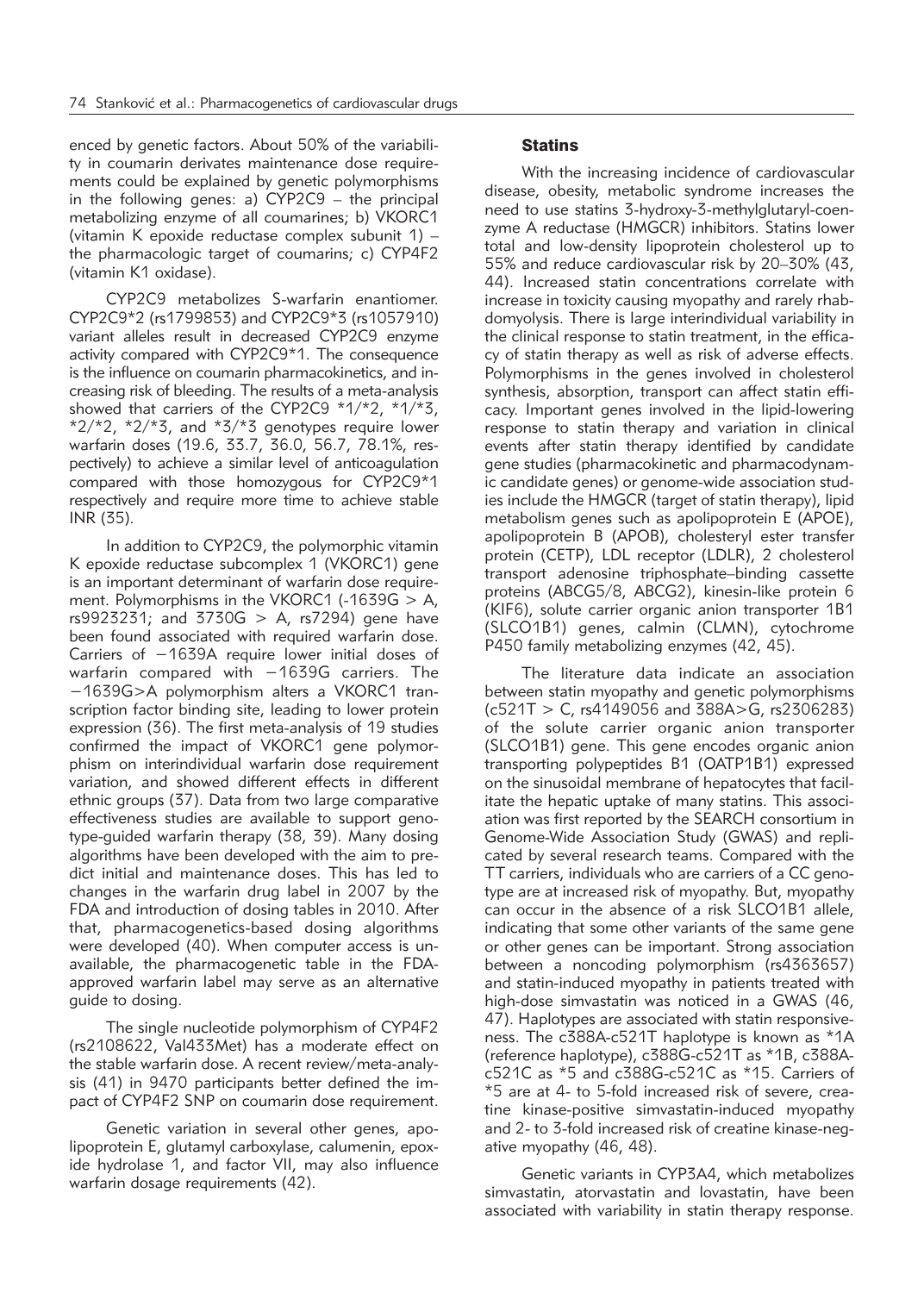enced by genetic factors. About 50% of the variability in coumarin derivates maintenance dose requirements could be explained by genetic polymorphisms in the following genes: a) CYP2C9 – the principal metabolizing enzyme of all coumarines; b) VKORC1 (vitamin K epoxide reductase complex subunit 1) – the pharmacologic target of coumarins; c) CYP4F2 (vitamin K1 oxidase).

CYP2C9 metabolizes S-warfarin enantiomer. CYP2C9*2 (rs1799853) and CYP2C9*3 (rs1057910) variant alleles result in decreased CYP2C9 enzyme activity compared with CYP2C9*1. The consequence is the influence on coumarin pharmacokinetics, and increasing risk of bleeding. The results of a meta-analysis showed that carriers of the CYP2C9 *1/*2, *1/*3, *2/*2, *2/*3, and *3/*3 genotypes require lower warfarin doses (19.6, 33.7, 36.0, 56.7, 78.1%, respectively) to achieve a similar level of anticoagulation compared with those homozygous for CYP2C9*1 respectively and require more time to achieve stable INR (35).

In addition to CYP2C9, the polymorphic vitamin K epoxide reductase subcomplex 1 (VKORC1) gene is an important determinant of warfarin dose requirement. Polymorphisms in the VKORC1 (-1639G > A, rs9923231; and 3730G > A, rs7294) gene have been found associated with required warfarin dose. Carriers of −1639A require lower initial doses of warfarin compared with −1639G carriers. The −1639G>A polymorphism alters a VKORC1 transcription factor binding site, leading to lower protein expression (36). The first meta-analysis of 19 studies confirmed the impact of VKORC1 gene polymorphism on interindividual warfarin dose requirement variation, and showed different effects in different ethnic groups (37). Data from two large comparative effectiveness studies are available to support genotype-guided warfarin therapy (38, 39). Many dosing algorithms have been developed with the aim to predict initial and maintenance doses. This has led to changes in the warfarin drug label in 2007 by the FDA and introduction of dosing tables in 2010. After that, pharmacogenetics-based dosing algorithms were developed (40). When computer access is unavailable, the pharmacogenetic table in the FDA-approved warfarin label may serve as an alternative guide to dosing.

The single nucleotide polymorphism of CYP4F2 (rs2108622, Val433Met) has a moderate effect on the stable warfarin dose. A recent review/meta-analysis (41) in 9470 participants better defined the impact of CYP4F2 SNP on coumarin dose requirement.

Genetic variation in several other genes, apolipoprotein E, glutamyl carboxylase, calumenin, epoxide hydrolase 1, and factor VII, may also influence warfarin dosage requirements (42).

## Statins

With the increasing incidence of cardiovascular disease, obesity, metabolic syndrome increases the need to use statins 3-hydroxy-3-methylglutaryl-coenzyme A reductase (HMGCR) inhibitors. Statins lower total and low-density lipoprotein cholesterol up to 55% and reduce cardiovascular risk by 20–30% (43, 44). Increased statin concentrations correlate with increase in toxicity causing myopathy and rarely rhabdomyolysis. There is large interindividual variability in the clinical response to statin treatment, in the efficacy of statin therapy as well as risk of adverse effects. Polymorphisms in the genes involved in cholesterol synthesis, absorption, transport can affect statin efficacy. Important genes involved in the lipid-lowering response to statin therapy and variation in clinical events after statin therapy identified by candidate gene studies (pharmacokinetic and pharmacodynamic candidate genes) or genome-wide association studies include the HMGCR (target of statin therapy), lipid metabolism genes such as apolipoprotein E (APOE), apolipoprotein B (APOB), cholesteryl ester transfer protein (CETP), LDL receptor (LDLR), 2 cholesterol transport adenosine triphosphate–binding cassette proteins (ABCG5/8, ABCG2), kinesin-like protein 6 (KIF6), solute carrier organic anion transporter 1B1 (SLCO1B1) genes, calmin (CLMN), cytochrome P450 family metabolizing enzymes (42, 45).

The literature data indicate an association between statin myopathy and genetic polymorphisms (c521T > C, rs4149056 and 388A>G, rs2306283) of the solute carrier organic anion transporter (SLCO1B1) gene. This gene encodes organic anion transporting polypeptides B1 (OATP1B1) expressed on the sinusoidal membrane of hepatocytes that facilitate the hepatic uptake of many statins. This association was first reported by the SEARCH consortium in Genome-Wide Association Study (GWAS) and replicated by several research teams. Compared with the TT carriers, individuals who are carriers of a CC genotype are at increased risk of myopathy. But, myopathy can occur in the absence of a risk SLCO1B1 allele, indicating that some other variants of the same gene or other genes can be important. Strong association between a noncoding polymorphism (rs4363657) and statin-induced myopathy in patients treated with high-dose simvastatin was noticed in a GWAS (46, 47). Haplotypes are associated with statin responsiveness. The c388A-c521T haplotype is known as *1A (reference haplotype), c388G-c521T as *1B, c388A-c521C as *5 and c388G-c521C as *15. Carriers of *5 are at 4- to 5-fold increased risk of severe, creatine kinase-positive simvastatin-induced myopathy and 2- to 3-fold increased risk of creatine kinase-negative myopathy (46, 48).

Genetic variants in CYP3A4, which metabolizes simvastatin, atorvastatin and lovastatin, have been associated with variability in statin therapy response.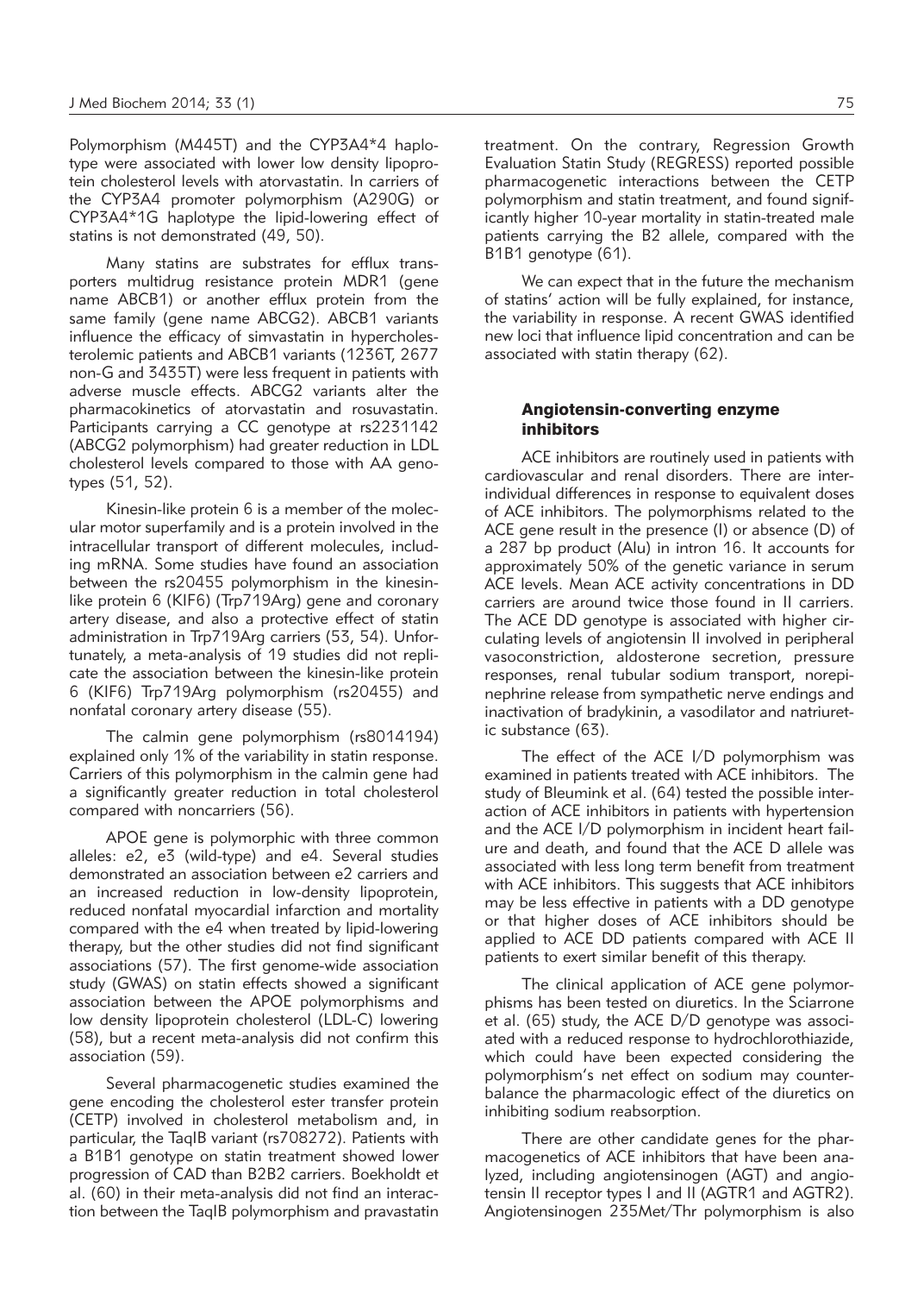Polymorphism (M445T) and the CYP3A4*4 haplotype were associated with lower low density lipoprotein cholesterol levels with atorvastatin. In carriers of the CYP3A4 promoter polymorphism (A290G) or CYP3A4*1G haplotype the lipid-lowering effect of statins is not demonstrated (49, 50).

Many statins are substrates for efflux transporters multidrug resistance protein MDR1 (gene name ABCB1) or another efflux protein from the same family (gene name ABCG2). ABCB1 variants influence the efficacy of simvastatin in hypercholesterolemic patients and ABCB1 variants (1236T, 2677 non-G and 3435T) were less frequent in patients with adverse muscle effects. ABCG2 variants alter the pharmacokinetics of atorvastatin and rosuvastatin. Participants carrying a CC genotype at rs2231142 (ABCG2 polymorphism) had greater reduction in LDL cholesterol levels compared to those with AA genotypes (51, 52).

Kinesin-like protein 6 is a member of the molecular motor superfamily and is a protein involved in the intracellular transport of different molecules, including mRNA. Some studies have found an association between the rs20455 polymorphism in the kinesin-like protein 6 (KIF6) (Trp719Arg) gene and coronary artery disease, and also a protective effect of statin administration in Trp719Arg carriers (53, 54). Unfortunately, a meta-analysis of 19 studies did not replicate the association between the kinesin-like protein 6 (KIF6) Trp719Arg polymorphism (rs20455) and nonfatal coronary artery disease (55).

The calmin gene polymorphism (rs8014194) explained only 1% of the variability in statin response. Carriers of this polymorphism in the calmin gene had a significantly greater reduction in total cholesterol compared with noncarriers (56).

APOE gene is polymorphic with three common alleles: e2, e3 (wild-type) and e4. Several studies demonstrated an association between e2 carriers and an increased reduction in low-density lipoprotein, reduced nonfatal myocardial infarction and mortality compared with the e4 when treated by lipid-lowering therapy, but the other studies did not find significant associations (57). The first genome-wide association study (GWAS) on statin effects showed a significant association between the APOE polymorphisms and low density lipoprotein cholesterol (LDL-C) lowering (58), but a recent meta-analysis did not confirm this association (59).

Several pharmacogenetic studies examined the gene encoding the cholesterol ester transfer protein (CETP) involved in cholesterol metabolism and, in particular, the TaqIB variant (rs708272). Patients with a B1B1 genotype on statin treatment showed lower progression of CAD than B2B2 carriers. Boekholdt et al. (60) in their meta-analysis did not find an interaction between the TaqIB polymorphism and pravastatin treatment. On the contrary, Regression Growth Evaluation Statin Study (REGRESS) reported possible pharmacogenetic interactions between the CETP polymorphism and statin treatment, and found significantly higher 10-year mortality in statin-treated male patients carrying the B2 allele, compared with the B1B1 genotype (61).

We can expect that in the future the mechanism of statins' action will be fully explained, for instance, the variability in response. A recent GWAS identified new loci that influence lipid concentration and can be associated with statin therapy (62).

## Angiotensin-converting enzyme inhibitors

ACE inhibitors are routinely used in patients with cardiovascular and renal disorders. There are inter-individual differences in response to equivalent doses of ACE inhibitors. The polymorphisms related to the ACE gene result in the presence (I) or absence (D) of a 287 bp product (Alu) in intron 16. It accounts for approximately 50% of the genetic variance in serum ACE levels. Mean ACE activity concentrations in DD carriers are around twice those found in II carriers. The ACE DD genotype is associated with higher circulating levels of angiotensin II involved in peripheral vasoconstriction, aldosterone secretion, pressure responses, renal tubular sodium transport, norepinephrine release from sympathetic nerve endings and inactivation of bradykinin, a vasodilator and natriuretic substance (63).

The effect of the ACE I/D polymorphism was examined in patients treated with ACE inhibitors. The study of Bleumink et al. (64) tested the possible interaction of ACE inhibitors in patients with hypertension and the ACE I/D polymorphism in incident heart failure and death, and found that the ACE D allele was associated with less long term benefit from treatment with ACE inhibitors. This suggests that ACE inhibitors may be less effective in patients with a DD genotype or that higher doses of ACE inhibitors should be applied to ACE DD patients compared with ACE II patients to exert similar benefit of this therapy.

The clinical application of ACE gene polymorphisms has been tested on diuretics. In the Sciarrone et al. (65) study, the ACE D/D genotype was associated with a reduced response to hydrochlorothiazide, which could have been expected considering the polymorphism's net effect on sodium may counterbalance the pharmacologic effect of the diuretics on inhibiting sodium reabsorption.

There are other candidate genes for the pharmacogenetics of ACE inhibitors that have been analyzed, including angiotensinogen (AGT) and angiotensin II receptor types I and II (AGTR1 and AGTR2). Angiotensinogen 235Met/Thr polymorphism is also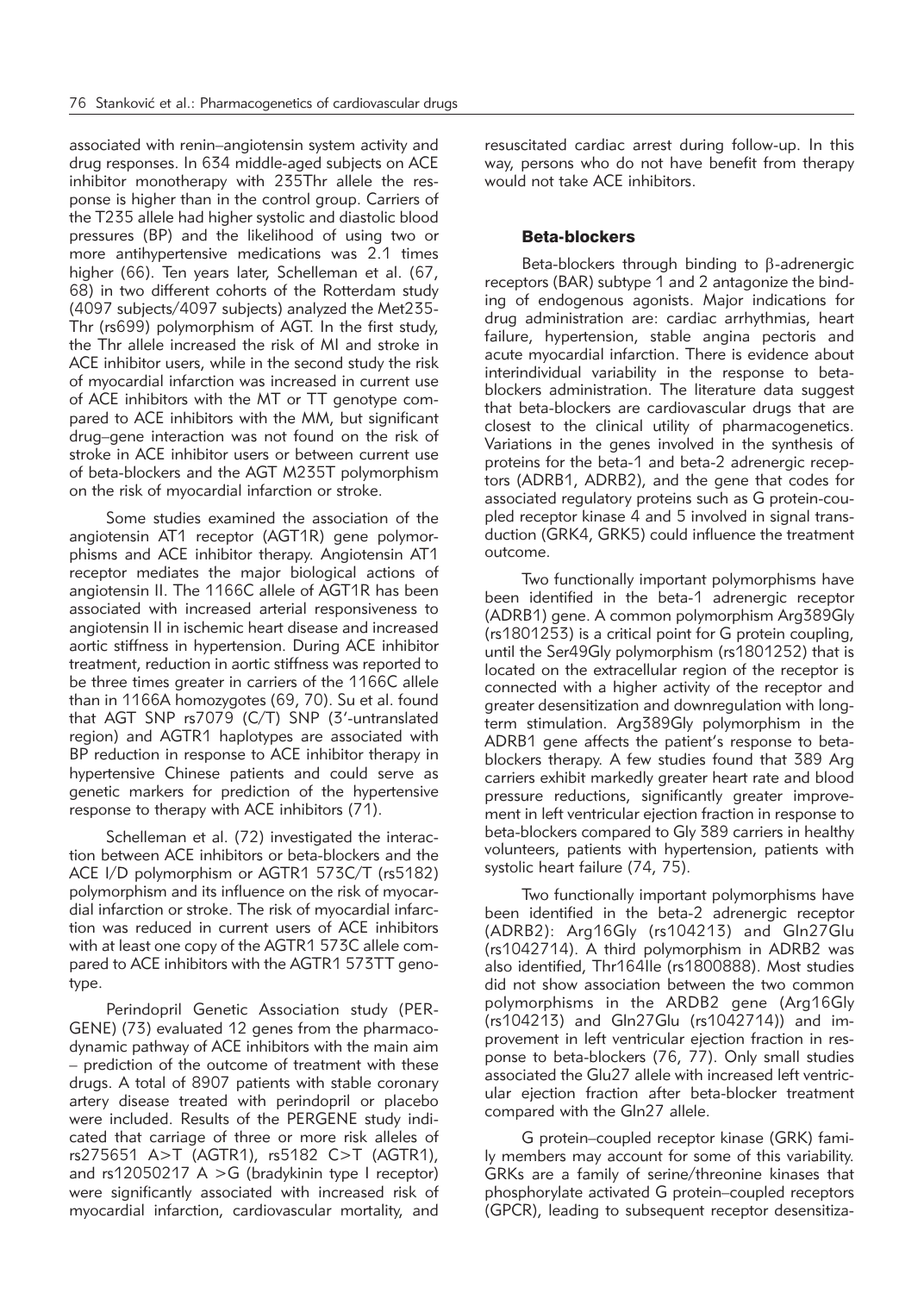associated with renin–angiotensin system activity and drug responses. In 634 middle-aged subjects on ACE inhibitor monotherapy with 235Thr allele the response is higher than in the control group. Carriers of the T235 allele had higher systolic and diastolic blood pressures (BP) and the likelihood of using two or more antihypertensive medications was 2.1 times higher (66). Ten years later, Schelleman et al. (67, 68) in two different cohorts of the Rotterdam study (4097 subjects/4097 subjects) analyzed the Met235-Thr (rs699) polymorphism of AGT. In the first study, the Thr allele increased the risk of MI and stroke in ACE inhibitor users, while in the second study the risk of myocardial infarction was increased in current use of ACE inhibitors with the MT or TT genotype compared to ACE inhibitors with the MM, but significant drug–gene interaction was not found on the risk of stroke in ACE inhibitor users or between current use of beta-blockers and the AGT M235T polymorphism on the risk of myocardial infarction or stroke.

Some studies examined the association of the angiotensin AT1 receptor (AGT1R) gene polymorphisms and ACE inhibitor therapy. Angiotensin AT1 receptor mediates the major biological actions of angiotensin II. The 1166C allele of AGT1R has been associated with increased arterial responsiveness to angiotensin II in ischemic heart disease and increased aortic stiffness in hypertension. During ACE inhibitor treatment, reduction in aortic stiffness was reported to be three times greater in carriers of the 1166C allele than in 1166A homozygotes (69, 70). Su et al. found that AGT SNP rs7079 (C/T) SNP (3′-untranslated region) and AGTR1 haplotypes are associated with BP reduction in response to ACE inhibitor therapy in hypertensive Chinese patients and could serve as genetic markers for prediction of the hypertensive response to therapy with ACE inhibitors (71).

Schelleman et al. (72) investigated the interaction between ACE inhibitors or beta-blockers and the ACE I/D polymorphism or AGTR1 573C/T (rs5182) polymorphism and its influence on the risk of myocardial infarction or stroke. The risk of myocardial infarction was reduced in current users of ACE inhibitors with at least one copy of the AGTR1 573C allele compared to ACE inhibitors with the AGTR1 573TT genotype.

Perindopril Genetic Association study (PERGENE) (73) evaluated 12 genes from the pharmacodynamic pathway of ACE inhibitors with the main aim – prediction of the outcome of treatment with these drugs. A total of 8907 patients with stable coronary artery disease treated with perindopril or placebo were included. Results of the PERGENE study indicated that carriage of three or more risk alleles of rs275651 A>T (AGTR1), rs5182 C>T (AGTR1), and rs12050217 A >G (bradykinin type I receptor) were significantly associated with increased risk of myocardial infarction, cardiovascular mortality, and resuscitated cardiac arrest during follow-up. In this way, persons who do not have benefit from therapy would not take ACE inhibitors.

### Beta-blockers

Beta-blockers through binding to $\beta$-adrenergic receptors (BAR) subtype 1 and 2 antagonize the binding of endogenous agonists. Major indications for drug administration are: cardiac arrhythmias, heart failure, hypertension, stable angina pectoris and acute myocardial infarction. There is evidence about interindividual variability in the response to beta-blockers administration. The literature data suggest that beta-blockers are cardiovascular drugs that are closest to the clinical utility of pharmacogenetics. Variations in the genes involved in the synthesis of proteins for the beta-1 and beta-2 adrenergic receptors (ADRB1, ADRB2), and the gene that codes for associated regulatory proteins such as G protein-coupled receptor kinase 4 and 5 involved in signal transduction (GRK4, GRK5) could influence the treatment outcome.

Two functionally important polymorphisms have been identified in the beta-1 adrenergic receptor (ADRB1) gene. A common polymorphism Arg389Gly (rs1801253) is a critical point for G protein coupling, until the Ser49Gly polymorphism (rs1801252) that is located on the extracellular region of the receptor is connected with a higher activity of the receptor and greater desensitization and downregulation with long-term stimulation. Arg389Gly polymorphism in the ADRB1 gene affects the patient's response to beta-blockers therapy. A few studies found that 389 Arg carriers exhibit markedly greater heart rate and blood pressure reductions, significantly greater improvement in left ventricular ejection fraction in response to beta-blockers compared to Gly 389 carriers in healthy volunteers, patients with hypertension, patients with systolic heart failure (74, 75).

Two functionally important polymorphisms have been identified in the beta-2 adrenergic receptor (ADRB2): Arg16Gly (rs104213) and Gln27Glu (rs1042714). A third polymorphism in ADRB2 was also identified, Thr164Ile (rs1800888). Most studies did not show association between the two common polymorphisms in the ARDB2 gene (Arg16Gly (rs104213) and Gln27Glu (rs1042714)) and improvement in left ventricular ejection fraction in response to beta-blockers (76, 77). Only small studies associated the Glu27 allele with increased left ventricular ejection fraction after beta-blocker treatment compared with the Gln27 allele.

G protein–coupled receptor kinase (GRK) family members may account for some of this variability. GRKs are a family of serine/threonine kinases that phosphorylate activated G protein–coupled receptors (GPCR), leading to subsequent receptor desensitiza-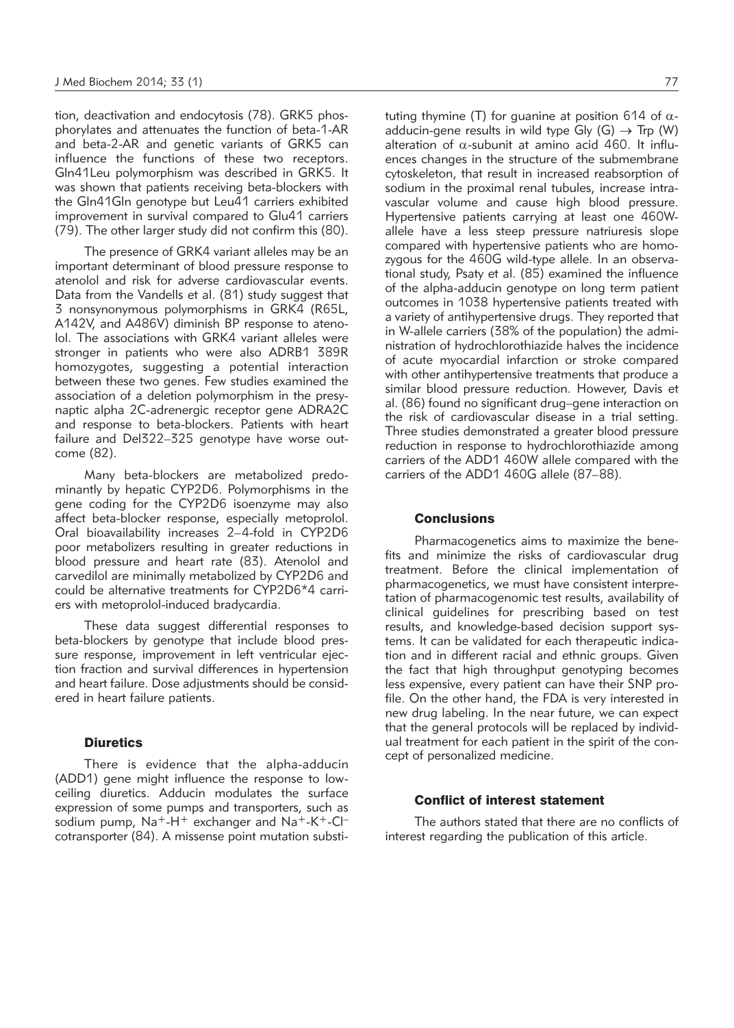tion, deactivation and endocytosis (78). GRK5 phosphorylates and attenuates the function of beta-1-AR and beta-2-AR and genetic variants of GRK5 can influence the functions of these two receptors. Gln41Leu polymorphism was described in GRK5. It was shown that patients receiving beta-blockers with the Gln41Gln genotype but Leu41 carriers exhibited improvement in survival compared to Glu41 carriers (79). The other larger study did not confirm this (80).

The presence of GRK4 variant alleles may be an important determinant of blood pressure response to atenolol and risk for adverse cardiovascular events. Data from the Vandells et al. (81) study suggest that 3 nonsynonymous polymorphisms in GRK4 (R65L, A142V, and A486V) diminish BP response to atenolol. The associations with GRK4 variant alleles were stronger in patients who were also ADRB1 389R homozygotes, suggesting a potential interaction between these two genes. Few studies examined the association of a deletion polymorphism in the presynaptic alpha 2C-adrenergic receptor gene ADRA2C and response to beta-blockers. Patients with heart failure and Del322–325 genotype have worse outcome (82).

Many beta-blockers are metabolized predominantly by hepatic CYP2D6. Polymorphisms in the gene coding for the CYP2D6 isoenzyme may also affect beta-blocker response, especially metoprolol. Oral bioavailability increases 2–4-fold in CYP2D6 poor metabolizers resulting in greater reductions in blood pressure and heart rate (83). Atenolol and carvedilol are minimally metabolized by CYP2D6 and could be alternative treatments for CYP2D6*4 carriers with metoprolol-induced bradycardia.

These data suggest differential responses to beta-blockers by genotype that include blood pressure response, improvement in left ventricular ejection fraction and survival differences in hypertension and heart failure. Dose adjustments should be considered in heart failure patients.

### Diuretics

There is evidence that the alpha-adducin (ADD1) gene might influence the response to low-ceiling diuretics. Adducin modulates the surface expression of some pumps and transporters, such as sodium pump, $Na^+$-$H^+$ exchanger and $Na^+$-$K^+$-$Cl^-$ cotransporter (84). A missense point mutation substituting thymine (T) for guanine at position 614 of $\alpha$-adducin-gene results in wild type Gly (G) → Trp (W) alteration of $\alpha$-subunit at amino acid 460. It influences changes in the structure of the submembrane cytoskeleton, that result in increased reabsorption of sodium in the proximal renal tubules, increase intravascular volume and cause high blood pressure. Hypertensive patients carrying at least one 460W-allele have a less steep pressure natriuresis slope compared with hypertensive patients who are homozygous for the 460G wild-type allele. In an observational study, Psaty et al. (85) examined the influence of the alpha-adducin genotype on long term patient outcomes in 1038 hypertensive patients treated with a variety of antihypertensive drugs. They reported that in W-allele carriers (38% of the population) the administration of hydrochlorothiazide halves the incidence of acute myocardial infarction or stroke compared with other antihypertensive treatments that produce a similar blood pressure reduction. However, Davis et al. (86) found no significant drug–gene interaction on the risk of cardiovascular disease in a trial setting. Three studies demonstrated a greater blood pressure reduction in response to hydrochlorothiazide among carriers of the ADD1 460W allele compared with the carriers of the ADD1 460G allele (87–88).

## Conclusions

Pharmacogenetics aims to maximize the benefits and minimize the risks of cardiovascular drug treatment. Before the clinical implementation of pharmacogenetics, we must have consistent interpretation of pharmacogenomic test results, availability of clinical guidelines for prescribing based on test results, and knowledge-based decision support systems. It can be validated for each therapeutic indication and in different racial and ethnic groups. Given the fact that high throughput genotyping becomes less expensive, every patient can have their SNP profile. On the other hand, the FDA is very interested in new drug labeling. In the near future, we can expect that the general protocols will be replaced by individual treatment for each patient in the spirit of the concept of personalized medicine.

## Conflict of interest statement

The authors stated that there are no conflicts of interest regarding the publication of this article.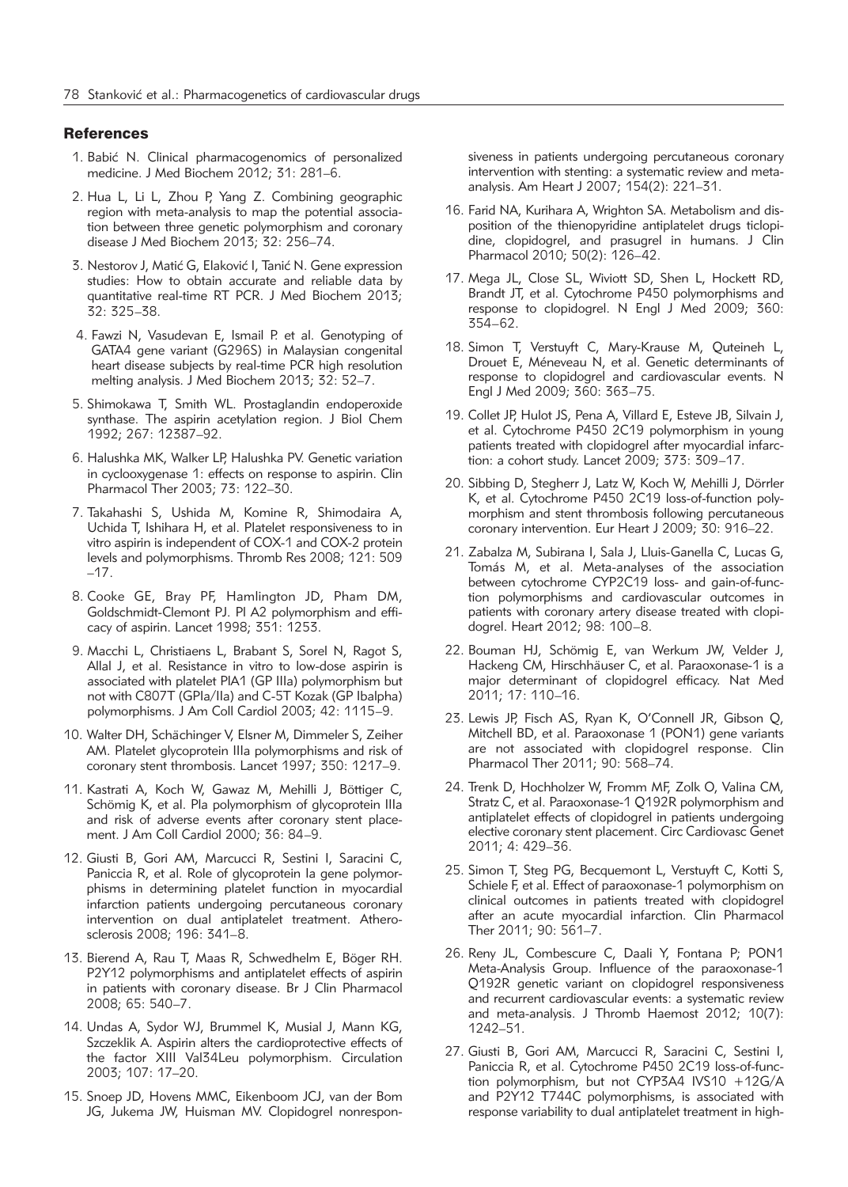## References

1. Babić N. Clinical pharmacogenomics of personalized medicine. J Med Biochem 2012; 31: 281–6.
2. Hua L, Li L, Zhou P, Yang Z. Combining geographic region with meta-analysis to map the potential association between three genetic polymorphism and coronary disease J Med Biochem 2013; 32: 256–74.
3. Nestorov J, Matić G, Elaković I, Tanić N. Gene expression studies: How to obtain accurate and reliable data by quantitative real-time RT PCR. J Med Biochem 2013; 32: 325–38.
4. Fawzi N, Vasudevan E, Ismail P. et al. Genotyping of GATA4 gene variant (G296S) in Malaysian congenital heart disease subjects by real-time PCR high resolution melting analysis. J Med Biochem 2013; 32: 52–7.
5. Shimokawa T, Smith WL. Prostaglandin endoperoxide synthase. The aspirin acetylation region. J Biol Chem 1992; 267: 12387–92.
6. Halushka MK, Walker LP, Halushka PV. Genetic variation in cyclooxygenase 1: effects on response to aspirin. Clin Pharmacol Ther 2003; 73: 122–30.
7. Takahashi S, Ushida M, Komine R, Shimodaira A, Uchida T, Ishihara H, et al. Platelet responsiveness to in vitro aspirin is independent of COX-1 and COX-2 protein levels and polymorphisms. Thromb Res 2008; 121: 509–17.
8. Cooke GE, Bray PF, Hamlington JD, Pham DM, Goldschmidt-Clemont PJ. Pl A2 polymorphism and efficacy of aspirin. Lancet 1998; 351: 1253.
9. Macchi L, Christiaens L, Brabant S, Sorel N, Ragot S, Allal J, et al. Resistance in vitro to low-dose aspirin is associated with platelet PlA1 (GP IIIa) polymorphism but not with C807T (GPIa/IIa) and C-5T Kozak (GP Ibalpha) polymorphisms. J Am Coll Cardiol 2003; 42: 1115–9.
10. Walter DH, Schächinger V, Elsner M, Dimmeler S, Zeiher AM. Platelet glycoprotein IIIa polymorphisms and risk of coronary stent thrombosis. Lancet 1997; 350: 1217–9.
11. Kastrati A, Koch W, Gawaz M, Mehilli J, Böttiger C, Schömig K, et al. Pla polymorphism of glycoprotein IIIa and risk of adverse events after coronary stent placement. J Am Coll Cardiol 2000; 36: 84–9.
12. Giusti B, Gori AM, Marcucci R, Sestini I, Saracini C, Paniccia R, et al. Role of glycoprotein Ia gene polymorphisms in determining platelet function in myocardial infarction patients undergoing percutaneous coronary intervention on dual antiplatelet treatment. Atherosclerosis 2008; 196: 341–8.
13. Bierend A, Rau T, Maas R, Schwedhelm E, Böger RH. P2Y12 polymorphisms and antiplatelet effects of aspirin in patients with coronary disease. Br J Clin Pharmacol 2008; 65: 540–7.
14. Undas A, Sydor WJ, Brummel K, Musial J, Mann KG, Szczeklik A. Aspirin alters the cardioprotective effects of the factor XIII Val34Leu polymorphism. Circulation 2003; 107: 17–20.
15. Snoep JD, Hovens MMC, Eikenboom JCJ, van der Bom JG, Jukema JW, Huisman MV. Clopidogrel nonresponsiveness in patients undergoing percutaneous coronary intervention with stenting: a systematic review and meta-analysis. Am Heart J 2007; 154(2): 221–31.
16. Farid NA, Kurihara A, Wrighton SA. Metabolism and disposition of the thienopyridine antiplatelet drugs ticlopidine, clopidogrel, and prasugrel in humans. J Clin Pharmacol 2010; 50(2): 126–42.
17. Mega JL, Close SL, Wiviott SD, Shen L, Hockett RD, Brandt JT, et al. Cytochrome P450 polymorphisms and response to clopidogrel. N Engl J Med 2009; 360: 354–62.
18. Simon T, Verstuyft C, Mary-Krause M, Quteineh L, Drouet E, Méneveau N, et al. Genetic determinants of response to clopidogrel and cardiovascular events. N Engl J Med 2009; 360: 363–75.
19. Collet JP, Hulot JS, Pena A, Villard E, Esteve JB, Silvain J, et al. Cytochrome P450 2C19 polymorphism in young patients treated with clopidogrel after myocardial infarction: a cohort study. Lancet 2009; 373: 309–17.
20. Sibbing D, Stegherr J, Latz W, Koch W, Mehilli J, Dörrler K, et al. Cytochrome P450 2C19 loss-of-function polymorphism and stent thrombosis following percutaneous coronary intervention. Eur Heart J 2009; 30: 916–22.
21. Zabalza M, Subirana I, Sala J, Lluis-Ganella C, Lucas G, Tomás M, et al. Meta-analyses of the association between cytochrome CYP2C19 loss- and gain-of-function polymorphisms and cardiovascular outcomes in patients with coronary artery disease treated with clopidogrel. Heart 2012; 98: 100–8.
22. Bouman HJ, Schömig E, van Werkum JW, Velder J, Hackeng CM, Hirschhäuser C, et al. Paraoxonase-1 is a major determinant of clopidogrel efficacy. Nat Med 2011; 17: 110–16.
23. Lewis JP, Fisch AS, Ryan K, O'Connell JR, Gibson Q, Mitchell BD, et al. Paraoxonase 1 (PON1) gene variants are not associated with clopidogrel response. Clin Pharmacol Ther 2011; 90: 568–74.
24. Trenk D, Hochholzer W, Fromm MF, Zolk O, Valina CM, Stratz C, et al. Paraoxonase-1 Q192R polymorphism and antiplatelet effects of clopidogrel in patients undergoing elective coronary stent placement. Circ Cardiovasc Genet 2011; 4: 429–36.
25. Simon T, Steg PG, Becquemont L, Verstuyft C, Kotti S, Schiele F, et al. Effect of paraoxonase-1 polymorphism on clinical outcomes in patients treated with clopidogrel after an acute myocardial infarction. Clin Pharmacol Ther 2011; 90: 561–7.
26. Reny JL, Combescure C, Daali Y, Fontana P; PON1 Meta-Analysis Group. Influence of the paraoxonase-1 Q192R genetic variant on clopidogrel responsiveness and recurrent cardiovascular events: a systematic review and meta-analysis. J Thromb Haemost 2012; 10(7): 1242–51.
27. Giusti B, Gori AM, Marcucci R, Saracini C, Sestini I, Paniccia R, et al. Cytochrome P450 2C19 loss-of-function polymorphism, but not CYP3A4 IVS10 +12G/A and P2Y12 T744C polymorphisms, is associated with response variability to dual antiplatelet treatment in high-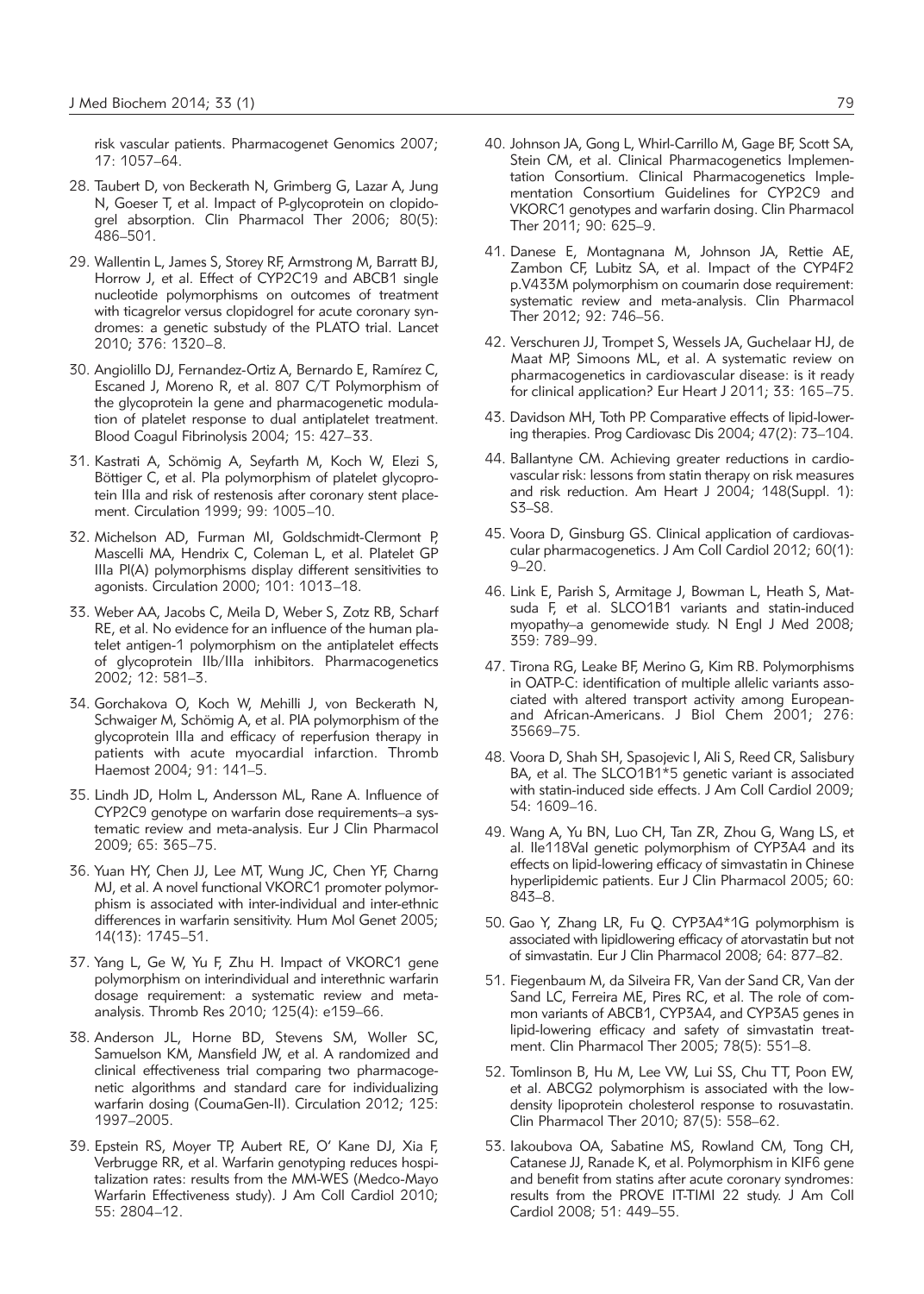risk vascular patients. Pharmacogenet Genomics 2007; 17: 1057–64.

28. Taubert D, von Beckerath N, Grimberg G, Lazar A, Jung N, Goeser T, et al. Impact of P-glycoprotein on clopidogrel absorption. Clin Pharmacol Ther 2006; 80(5): 486–501.

29. Wallentin L, James S, Storey RF, Armstrong M, Barratt BJ, Horrow J, et al. Effect of CYP2C19 and ABCB1 single nucleotide polymorphisms on outcomes of treatment with ticagrelor versus clopidogrel for acute coronary syndromes: a genetic substudy of the PLATO trial. Lancet 2010; 376: 1320–8.

30. Angiolillo DJ, Fernandez-Ortiz A, Bernardo E, Ramírez C, Escaned J, Moreno R, et al. 807 C/T Polymorphism of the glycoprotein Ia gene and pharmacogenetic modulation of platelet response to dual antiplatelet treatment. Blood Coagul Fibrinolysis 2004; 15: 427–33.

31. Kastrati A, Schömig A, Seyfarth M, Koch W, Elezi S, Böttiger C, et al. Pla polymorphism of platelet glycoprotein IIIa and risk of restenosis after coronary stent placement. Circulation 1999; 99: 1005–10.

32. Michelson AD, Furman MI, Goldschmidt-Clermont P, Mascelli MA, Hendrix C, Coleman L, et al. Platelet GP IIIa Pl(A) polymorphisms display different sensitivities to agonists. Circulation 2000; 101: 1013–18.

33. Weber AA, Jacobs C, Meila D, Weber S, Zotz RB, Scharf RE, et al. No evidence for an influence of the human platelet antigen-1 polymorphism on the antiplatelet effects of glycoprotein IIb/IIIa inhibitors. Pharmacogenetics 2002; 12: 581–3.

34. Gorchakova O, Koch W, Mehilli J, von Beckerath N, Schwaiger M, Schömig A, et al. PlA polymorphism of the glycoprotein IIIa and efficacy of reperfusion therapy in patients with acute myocardial infarction. Thromb Haemost 2004; 91: 141–5.

35. Lindh JD, Holm L, Andersson ML, Rane A. Influence of CYP2C9 genotype on warfarin dose requirements–a systematic review and meta-analysis. Eur J Clin Pharmacol 2009; 65: 365–75.

36. Yuan HY, Chen JJ, Lee MT, Wung JC, Chen YF, Charng MJ, et al. A novel functional VKORC1 promoter polymorphism is associated with inter-individual and inter-ethnic differences in warfarin sensitivity. Hum Mol Genet 2005; 14(13): 1745–51.

37. Yang L, Ge W, Yu F, Zhu H. Impact of VKORC1 gene polymorphism on interindividual and interethnic warfarin dosage requirement: a systematic review and meta-analysis. Thromb Res 2010; 125(4): e159–66.

38. Anderson JL, Horne BD, Stevens SM, Woller SC, Samuelson KM, Mansfield JW, et al. A randomized and clinical effectiveness trial comparing two pharmacogenetic algorithms and standard care for individualizing warfarin dosing (CoumaGen-II). Circulation 2012; 125: 1997–2005.

39. Epstein RS, Moyer TP, Aubert RE, O' Kane DJ, Xia F, Verbrugge RR, et al. Warfarin genotyping reduces hospitalization rates: results from the MM-WES (Medco-Mayo Warfarin Effectiveness study). J Am Coll Cardiol 2010; 55: 2804–12.

40. Johnson JA, Gong L, Whirl-Carrillo M, Gage BF, Scott SA, Stein CM, et al. Clinical Pharmacogenetics Implementation Consortium. Clinical Pharmacogenetics Implementation Consortium Guidelines for CYP2C9 and VKORC1 genotypes and warfarin dosing. Clin Pharmacol Ther 2011; 90: 625–9.

41. Danese E, Montagnana M, Johnson JA, Rettie AE, Zambon CF, Lubitz SA, et al. Impact of the CYP4F2 p.V433M polymorphism on coumarin dose requirement: systematic review and meta-analysis. Clin Pharmacol Ther 2012; 92: 746–56.

42. Verschuren JJ, Trompet S, Wessels JA, Guchelaar HJ, de Maat MP, Simoons ML, et al. A systematic review on pharmacogenetics in cardiovascular disease: is it ready for clinical application? Eur Heart J 2011; 33: 165–75.

43. Davidson MH, Toth PP. Comparative effects of lipid-lowering therapies. Prog Cardiovasc Dis 2004; 47(2): 73–104.

44. Ballantyne CM. Achieving greater reductions in cardiovascular risk: lessons from statin therapy on risk measures and risk reduction. Am Heart J 2004; 148(Suppl. 1): S3–S8.

45. Voora D, Ginsburg GS. Clinical application of cardiovascular pharmacogenetics. J Am Coll Cardiol 2012; 60(1): 9–20.

46. Link E, Parish S, Armitage J, Bowman L, Heath S, Matsuda F, et al. SLCO1B1 variants and statin-induced myopathy–a genomewide study. N Engl J Med 2008; 359: 789–99.

47. Tirona RG, Leake BF, Merino G, Kim RB. Polymorphisms in OATP-C: identification of multiple allelic variants associated with altered transport activity among European- and African-Americans. J Biol Chem 2001; 276: 35669–75.

48. Voora D, Shah SH, Spasojevic I, Ali S, Reed CR, Salisbury BA, et al. The SLCO1B1*5 genetic variant is associated with statin-induced side effects. J Am Coll Cardiol 2009; 54: 1609–16.

49. Wang A, Yu BN, Luo CH, Tan ZR, Zhou G, Wang LS, et al. Ile118Val genetic polymorphism of CYP3A4 and its effects on lipid-lowering efficacy of simvastatin in Chinese hyperlipidemic patients. Eur J Clin Pharmacol 2005; 60: 843–8.

50. Gao Y, Zhang LR, Fu Q. CYP3A4*1G polymorphism is associated with lipidlowering efficacy of atorvastatin but not of simvastatin. Eur J Clin Pharmacol 2008; 64: 877–82.

51. Fiegenbaum M, da Silveira FR, Van der Sand CR, Van der Sand LC, Ferreira ME, Pires RC, et al. The role of common variants of ABCB1, CYP3A4, and CYP3A5 genes in lipid-lowering efficacy and safety of simvastatin treatment. Clin Pharmacol Ther 2005; 78(5): 551–8.

52. Tomlinson B, Hu M, Lee VW, Lui SS, Chu TT, Poon EW, et al. ABCG2 polymorphism is associated with the low-density lipoprotein cholesterol response to rosuvastatin. Clin Pharmacol Ther 2010; 87(5): 558–62.

53. Iakoubova OA, Sabatine MS, Rowland CM, Tong CH, Catanese JJ, Ranade K, et al. Polymorphism in KIF6 gene and benefit from statins after acute coronary syndromes: results from the PROVE IT-TIMI 22 study. J Am Coll Cardiol 2008; 51: 449–55.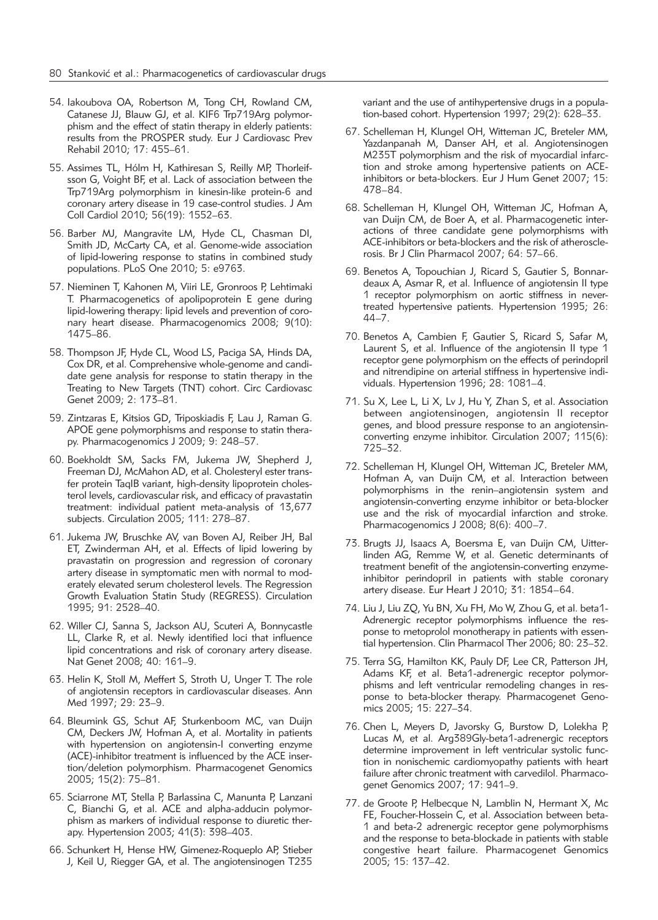54. Iakoubova OA, Robertson M, Tong CH, Rowland CM, Catanese JJ, Blauw GJ, et al. KIF6 Trp719Arg polymorphism and the effect of statin therapy in elderly patients: results from the PROSPER study. Eur J Cardiovasc Prev Rehabil 2010; 17: 455–61.

55. Assimes TL, Hólm H, Kathiresan S, Reilly MP, Thorleifsson G, Voight BF, et al. Lack of association between the Trp719Arg polymorphism in kinesin-like protein-6 and coronary artery disease in 19 case-control studies. J Am Coll Cardiol 2010; 56(19): 1552–63.

56. Barber MJ, Mangravite LM, Hyde CL, Chasman DI, Smith JD, McCarty CA, et al. Genome-wide association of lipid-lowering response to statins in combined study populations. PLoS One 2010; 5: e9763.

57. Nieminen T, Kahonen M, Viiri LE, Gronroos P, Lehtimaki T. Pharmacogenetics of apolipoprotein E gene during lipid-lowering therapy: lipid levels and prevention of coronary heart disease. Pharmacogenomics 2008; 9(10): 1475–86.

58. Thompson JF, Hyde CL, Wood LS, Paciga SA, Hinds DA, Cox DR, et al. Comprehensive whole-genome and candidate gene analysis for response to statin therapy in the Treating to New Targets (TNT) cohort. Circ Cardiovasc Genet 2009; 2: 173–81.

59. Zintzaras E, Kitsios GD, Triposkiadis F, Lau J, Raman G. APOE gene polymorphisms and response to statin therapy. Pharmacogenomics J 2009; 9: 248–57.

60. Boekholdt SM, Sacks FM, Jukema JW, Shepherd J, Freeman DJ, McMahon AD, et al. Cholesteryl ester transfer protein TaqIB variant, high-density lipoprotein cholesterol levels, cardiovascular risk, and efficacy of pravastatin treatment: individual patient meta-analysis of 13,677 subjects. Circulation 2005; 111: 278–87.

61. Jukema JW, Bruschke AV, van Boven AJ, Reiber JH, Bal ET, Zwinderman AH, et al. Effects of lipid lowering by pravastatin on progression and regression of coronary artery disease in symptomatic men with normal to moderately elevated serum cholesterol levels. The Regression Growth Evaluation Statin Study (REGRESS). Circulation 1995; 91: 2528–40.

62. Willer CJ, Sanna S, Jackson AU, Scuteri A, Bonnycastle LL, Clarke R, et al. Newly identified loci that influence lipid concentrations and risk of coronary artery disease. Nat Genet 2008; 40: 161–9.

63. Helin K, Stoll M, Meffert S, Stroth U, Unger T. The role of angiotensin receptors in cardiovascular diseases. Ann Med 1997; 29: 23–9.

64. Bleumink GS, Schut AF, Sturkenboom MC, van Duijn CM, Deckers JW, Hofman A, et al. Mortality in patients with hypertension on angiotensin-I converting enzyme (ACE)-inhibitor treatment is influenced by the ACE insertion/deletion polymorphism. Pharmacogenet Genomics 2005; 15(2): 75–81.

65. Sciarrone MT, Stella P, Barlassina C, Manunta P, Lanzani C, Bianchi G, et al. ACE and alpha-adducin polymorphism as markers of individual response to diuretic therapy. Hypertension 2003; 41(3): 398–403.

66. Schunkert H, Hense HW, Gimenez-Roqueplo AP, Stieber J, Keil U, Riegger GA, et al. The angiotensinogen T235 variant and the use of antihypertensive drugs in a population-based cohort. Hypertension 1997; 29(2): 628–33.

67. Schelleman H, Klungel OH, Witteman JC, Breteler MM, Yazdanpanah M, Danser AH, et al. Angiotensinogen M235T polymorphism and the risk of myocardial infarction and stroke among hypertensive patients on ACE-inhibitors or beta-blockers. Eur J Hum Genet 2007; 15: 478–84.

68. Schelleman H, Klungel OH, Witteman JC, Hofman A, van Duijn CM, de Boer A, et al. Pharmacogenetic interactions of three candidate gene polymorphisms with ACE-inhibitors or beta-blockers and the risk of atherosclerosis. Br J Clin Pharmacol 2007; 64: 57–66.

69. Benetos A, Topouchian J, Ricard S, Gautier S, Bonnardeaux A, Asmar R, et al. Influence of angiotensin II type 1 receptor polymorphism on aortic stiffness in never-treated hypertensive patients. Hypertension 1995; 26: 44–7.

70. Benetos A, Cambien F, Gautier S, Ricard S, Safar M, Laurent S, et al. Influence of the angiotensin II type 1 receptor gene polymorphism on the effects of perindopril and nitrendipine on arterial stiffness in hypertensive individuals. Hypertension 1996; 28: 1081–4.

71. Su X, Lee L, Li X, Lv J, Hu Y, Zhan S, et al. Association between angiotensinogen, angiotensin II receptor genes, and blood pressure response to an angiotensin-converting enzyme inhibitor. Circulation 2007; 115(6): 725–32.

72. Schelleman H, Klungel OH, Witteman JC, Breteler MM, Hofman A, van Duijn CM, et al. Interaction between polymorphisms in the renin–angiotensin system and angiotensin-converting enzyme inhibitor or beta-blocker use and the risk of myocardial infarction and stroke. Pharmacogenomics J 2008; 8(6): 400–7.

73. Brugts JJ, Isaacs A, Boersma E, van Duijn CM, Uitterlinden AG, Remme W, et al. Genetic determinants of treatment benefit of the angiotensin-converting enzyme-inhibitor perindopril in patients with stable coronary artery disease. Eur Heart J 2010; 31: 1854–64.

74. Liu J, Liu ZQ, Yu BN, Xu FH, Mo W, Zhou G, et al. beta1-Adrenergic receptor polymorphisms influence the response to metoprolol monotherapy in patients with essential hypertension. Clin Pharmacol Ther 2006; 80: 23–32.

75. Terra SG, Hamilton KK, Pauly DF, Lee CR, Patterson JH, Adams KF, et al. Beta1-adrenergic receptor polymorphisms and left ventricular remodeling changes in response to beta-blocker therapy. Pharmacogenet Genomics 2005; 15: 227–34.

76. Chen L, Meyers D, Javorsky G, Burstow D, Lolekha P, Lucas M, et al. Arg389Gly-beta1-adrenergic receptors determine improvement in left ventricular systolic function in nonischemic cardiomyopathy patients with heart failure after chronic treatment with carvedilol. Pharmacogenet Genomics 2007; 17: 941–9.

77. de Groote P, Helbecque N, Lamblin N, Hermant X, Mc FE, Foucher-Hossein C, et al. Association between beta-1 and beta-2 adrenergic receptor gene polymorphisms and the response to beta-blockade in patients with stable congestive heart failure. Pharmacogenet Genomics 2005; 15: 137–42.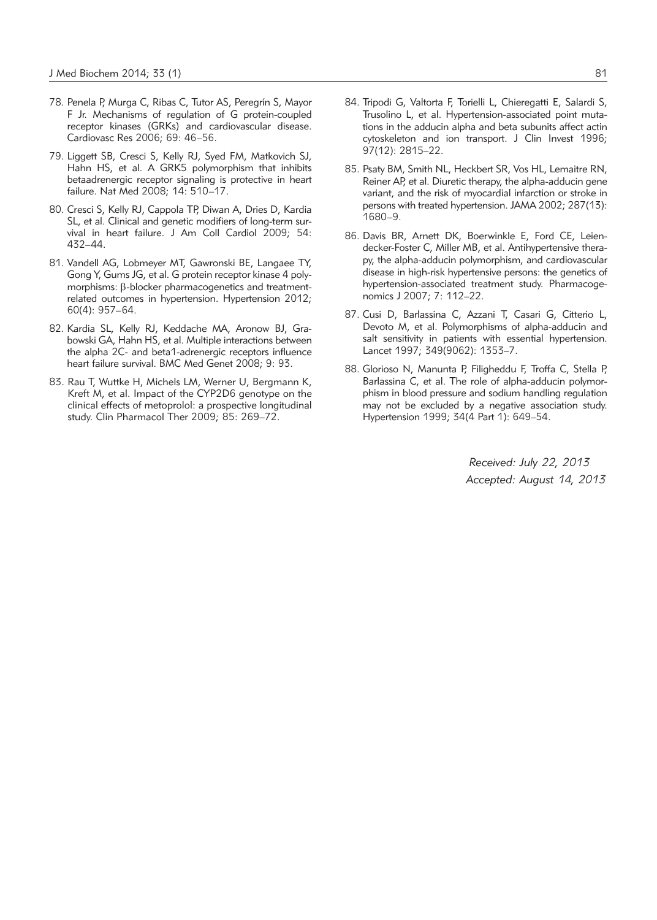78. Penela P, Murga C, Ribas C, Tutor AS, Peregrín S, Mayor F Jr. Mechanisms of regulation of G protein-coupled receptor kinases (GRKs) and cardiovascular disease. Cardiovasc Res 2006; 69: 46–56.

79. Liggett SB, Cresci S, Kelly RJ, Syed FM, Matkovich SJ, Hahn HS, et al. A GRK5 polymorphism that inhibits betaadrenergic receptor signaling is protective in heart failure. Nat Med 2008; 14: 510–17.

80. Cresci S, Kelly RJ, Cappola TP, Diwan A, Dries D, Kardia SL, et al. Clinical and genetic modifiers of long-term survival in heart failure. J Am Coll Cardiol 2009; 54: 432–44.

81. Vandell AG, Lobmeyer MT, Gawronski BE, Langaee TY, Gong Y, Gums JG, et al. G protein receptor kinase 4 polymorphisms: β-blocker pharmacogenetics and treatment-related outcomes in hypertension. Hypertension 2012; 60(4): 957–64.

82. Kardia SL, Kelly RJ, Keddache MA, Aronow BJ, Grabowski GA, Hahn HS, et al. Multiple interactions between the alpha 2C- and beta1-adrenergic receptors influence heart failure survival. BMC Med Genet 2008; 9: 93.

83. Rau T, Wuttke H, Michels LM, Werner U, Bergmann K, Kreft M, et al. Impact of the CYP2D6 genotype on the clinical effects of metoprolol: a prospective longitudinal study. Clin Pharmacol Ther 2009; 85: 269–72.

84. Tripodi G, Valtorta F, Torielli L, Chieregatti E, Salardi S, Trusolino L, et al. Hypertension-associated point mutations in the adducin alpha and beta subunits affect actin cytoskeleton and ion transport. J Clin Invest 1996; 97(12): 2815–22.

85. Psaty BM, Smith NL, Heckbert SR, Vos HL, Lemaitre RN, Reiner AP, et al. Diuretic therapy, the alpha-adducin gene variant, and the risk of myocardial infarction or stroke in persons with treated hypertension. JAMA 2002; 287(13): 1680–9.

86. Davis BR, Arnett DK, Boerwinkle E, Ford CE, Leiendecker-Foster C, Miller MB, et al. Antihypertensive therapy, the alpha-adducin polymorphism, and cardiovascular disease in high-risk hypertensive persons: the genetics of hypertension-associated treatment study. Pharmacogenomics J 2007; 7: 112–22.

87. Cusi D, Barlassina C, Azzani T, Casari G, Citterio L, Devoto M, et al. Polymorphisms of alpha-adducin and salt sensitivity in patients with essential hypertension. Lancet 1997; 349(9062): 1353–7.

88. Glorioso N, Manunta P, Filigheddu F, Troffa C, Stella P, Barlassina C, et al. The role of alpha-adducin polymorphism in blood pressure and sodium handling regulation may not be excluded by a negative association study. Hypertension 1999; 34(4 Part 1): 649–54.

*Received: July 22, 2013*
*Accepted: August 14, 2013*